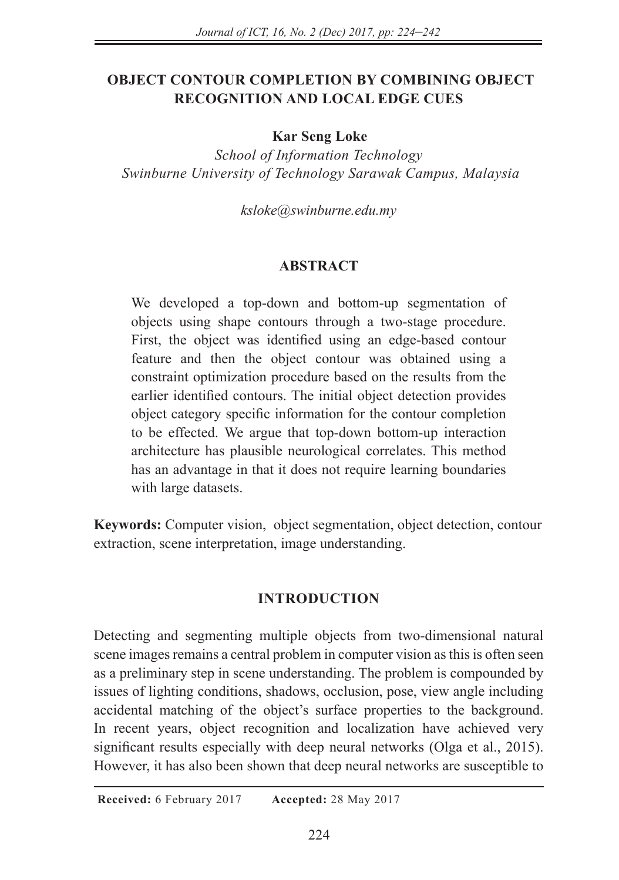# OBJECT CONTOUR COMPLETION BY COMBINING OBJECT RECOGNITION AND LOCAL EDGE CUES

**Kar Seng Loke**

*School of Information Technology*
*Swinburne University of Technology Sarawak Campus, Malaysia*

*ksloke@swinburne.edu.my*

## ABSTRACT

We developed a top-down and bottom-up segmentation of objects using shape contours through a two-stage procedure. First, the object was identified using an edge-based contour feature and then the object contour was obtained using a constraint optimization procedure based on the results from the earlier identified contours. The initial object detection provides object category specific information for the contour completion to be effected. We argue that top-down bottom-up interaction architecture has plausible neurological correlates. This method has an advantage in that it does not require learning boundaries with large datasets.

**Keywords:** Computer vision, object segmentation, object detection, contour extraction, scene interpretation, image understanding.

## INTRODUCTION

Detecting and segmenting multiple objects from two-dimensional natural scene images remains a central problem in computer vision as this is often seen as a preliminary step in scene understanding. The problem is compounded by issues of lighting conditions, shadows, occlusion, pose, view angle including accidental matching of the object's surface properties to the background. In recent years, object recognition and localization have achieved very significant results especially with deep neural networks (Olga et al., 2015). However, it has also been shown that deep neural networks are susceptible to

**Received:** 6 February 2017 **Accepted:** 28 May 2017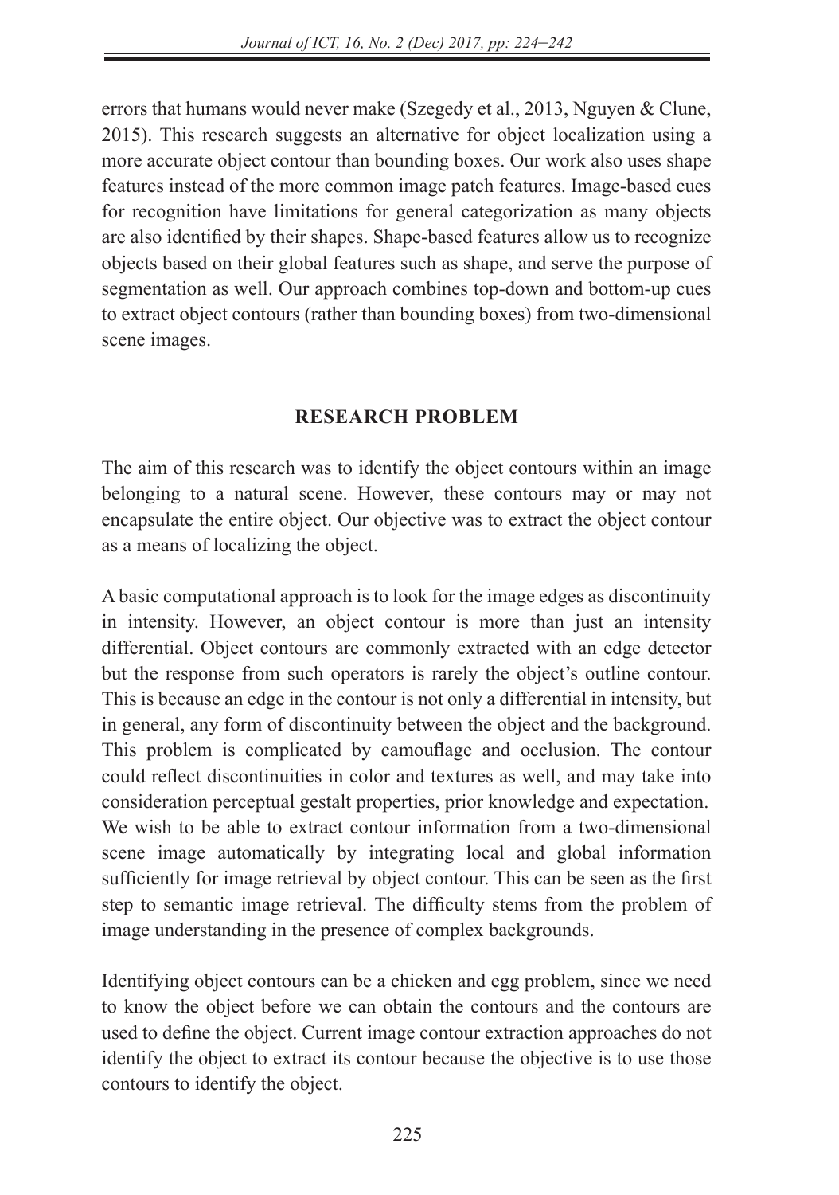errors that humans would never make (Szegedy et al., 2013, Nguyen & Clune, 2015). This research suggests an alternative for object localization using a more accurate object contour than bounding boxes. Our work also uses shape features instead of the more common image patch features. Image-based cues for recognition have limitations for general categorization as many objects are also identified by their shapes. Shape-based features allow us to recognize objects based on their global features such as shape, and serve the purpose of segmentation as well. Our approach combines top-down and bottom-up cues to extract object contours (rather than bounding boxes) from two-dimensional scene images.

## RESEARCH PROBLEM

The aim of this research was to identify the object contours within an image belonging to a natural scene. However, these contours may or may not encapsulate the entire object. Our objective was to extract the object contour as a means of localizing the object.

A basic computational approach is to look for the image edges as discontinuity in intensity. However, an object contour is more than just an intensity differential. Object contours are commonly extracted with an edge detector but the response from such operators is rarely the object's outline contour. This is because an edge in the contour is not only a differential in intensity, but in general, any form of discontinuity between the object and the background. This problem is complicated by camouflage and occlusion. The contour could reflect discontinuities in color and textures as well, and may take into consideration perceptual gestalt properties, prior knowledge and expectation. We wish to be able to extract contour information from a two-dimensional scene image automatically by integrating local and global information sufficiently for image retrieval by object contour. This can be seen as the first step to semantic image retrieval. The difficulty stems from the problem of image understanding in the presence of complex backgrounds.

Identifying object contours can be a chicken and egg problem, since we need to know the object before we can obtain the contours and the contours are used to define the object. Current image contour extraction approaches do not identify the object to extract its contour because the objective is to use those contours to identify the object.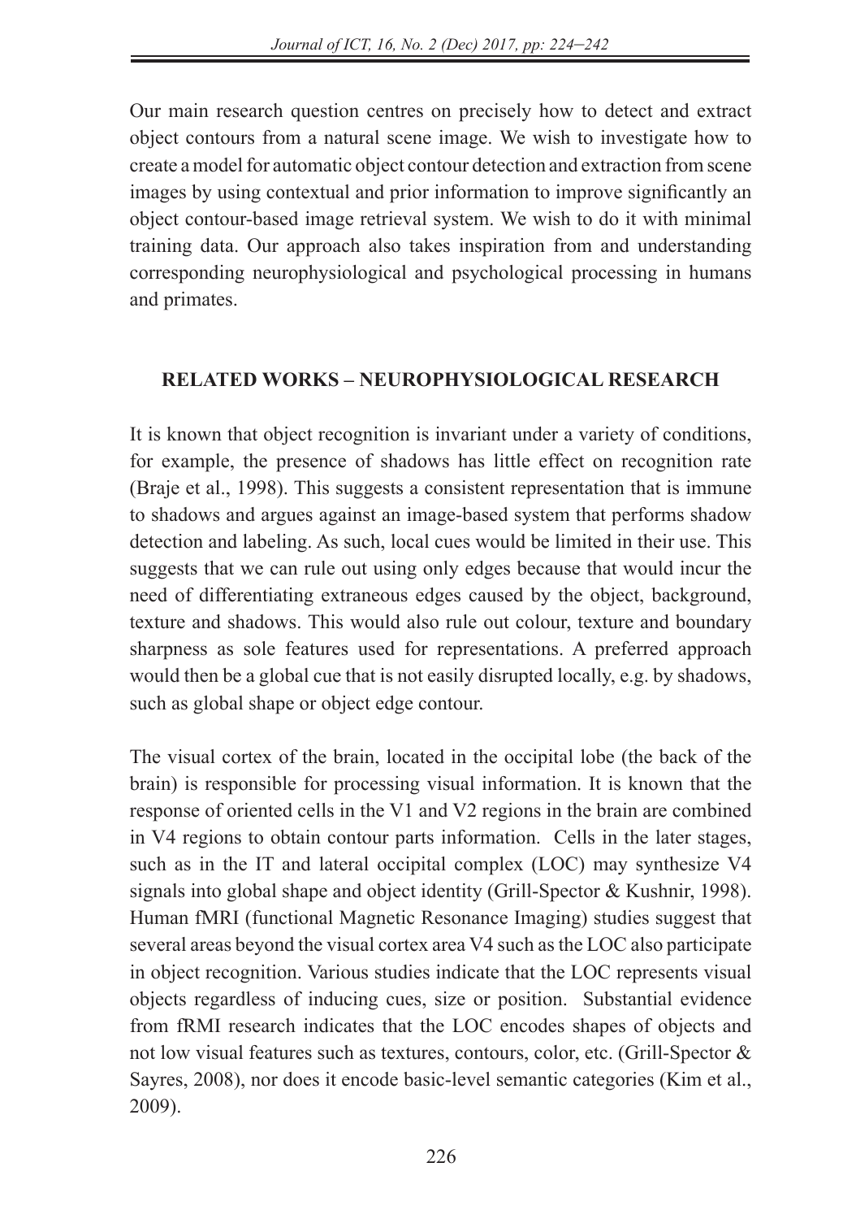Our main research question centres on precisely how to detect and extract object contours from a natural scene image. We wish to investigate how to create a model for automatic object contour detection and extraction from scene images by using contextual and prior information to improve significantly an object contour-based image retrieval system. We wish to do it with minimal training data. Our approach also takes inspiration from and understanding corresponding neurophysiological and psychological processing in humans and primates.

## RELATED WORKS – NEUROPHYSIOLOGICAL RESEARCH

It is known that object recognition is invariant under a variety of conditions, for example, the presence of shadows has little effect on recognition rate (Braje et al., 1998). This suggests a consistent representation that is immune to shadows and argues against an image-based system that performs shadow detection and labeling. As such, local cues would be limited in their use. This suggests that we can rule out using only edges because that would incur the need of differentiating extraneous edges caused by the object, background, texture and shadows. This would also rule out colour, texture and boundary sharpness as sole features used for representations. A preferred approach would then be a global cue that is not easily disrupted locally, e.g. by shadows, such as global shape or object edge contour.

The visual cortex of the brain, located in the occipital lobe (the back of the brain) is responsible for processing visual information. It is known that the response of oriented cells in the V1 and V2 regions in the brain are combined in V4 regions to obtain contour parts information. Cells in the later stages, such as in the IT and lateral occipital complex (LOC) may synthesize V4 signals into global shape and object identity (Grill-Spector & Kushnir, 1998). Human fMRI (functional Magnetic Resonance Imaging) studies suggest that several areas beyond the visual cortex area V4 such as the LOC also participate in object recognition. Various studies indicate that the LOC represents visual objects regardless of inducing cues, size or position. Substantial evidence from fRMI research indicates that the LOC encodes shapes of objects and not low visual features such as textures, contours, color, etc. (Grill-Spector & Sayres, 2008), nor does it encode basic-level semantic categories (Kim et al., 2009).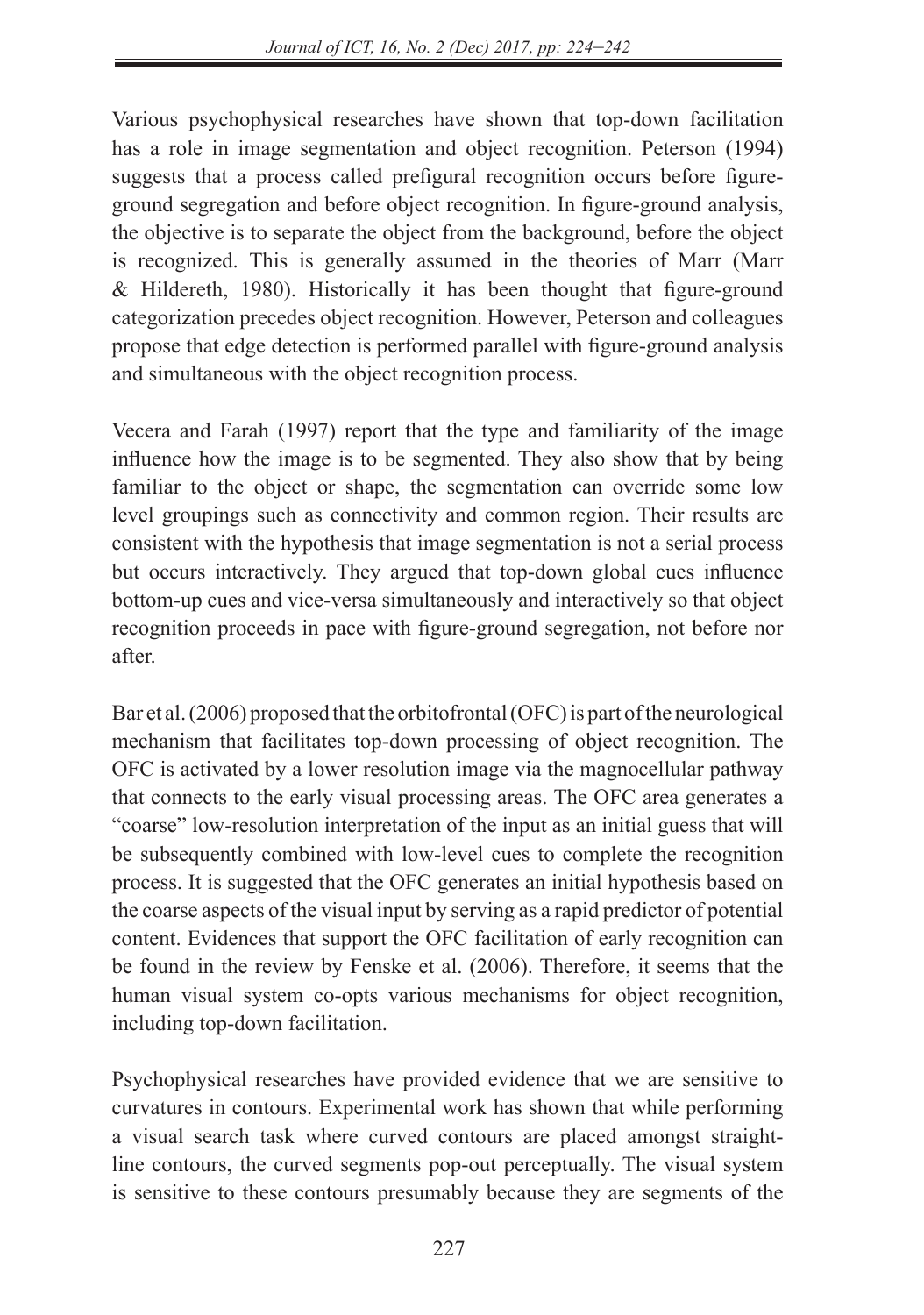Various psychophysical researches have shown that top-down facilitation has a role in image segmentation and object recognition. Peterson (1994) suggests that a process called prefigural recognition occurs before figure-ground segregation and before object recognition. In figure-ground analysis, the objective is to separate the object from the background, before the object is recognized. This is generally assumed in the theories of Marr (Marr & Hildereth, 1980). Historically it has been thought that figure-ground categorization precedes object recognition. However, Peterson and colleagues propose that edge detection is performed parallel with figure-ground analysis and simultaneous with the object recognition process.

Vecera and Farah (1997) report that the type and familiarity of the image influence how the image is to be segmented. They also show that by being familiar to the object or shape, the segmentation can override some low level groupings such as connectivity and common region. Their results are consistent with the hypothesis that image segmentation is not a serial process but occurs interactively. They argued that top-down global cues influence bottom-up cues and vice-versa simultaneously and interactively so that object recognition proceeds in pace with figure-ground segregation, not before nor after.

Bar et al. (2006) proposed that the orbitofrontal (OFC) is part of the neurological mechanism that facilitates top-down processing of object recognition. The OFC is activated by a lower resolution image via the magnocellular pathway that connects to the early visual processing areas. The OFC area generates a "coarse" low-resolution interpretation of the input as an initial guess that will be subsequently combined with low-level cues to complete the recognition process. It is suggested that the OFC generates an initial hypothesis based on the coarse aspects of the visual input by serving as a rapid predictor of potential content. Evidences that support the OFC facilitation of early recognition can be found in the review by Fenske et al. (2006). Therefore, it seems that the human visual system co-opts various mechanisms for object recognition, including top-down facilitation.

Psychophysical researches have provided evidence that we are sensitive to curvatures in contours. Experimental work has shown that while performing a visual search task where curved contours are placed amongst straight-line contours, the curved segments pop-out perceptually. The visual system is sensitive to these contours presumably because they are segments of the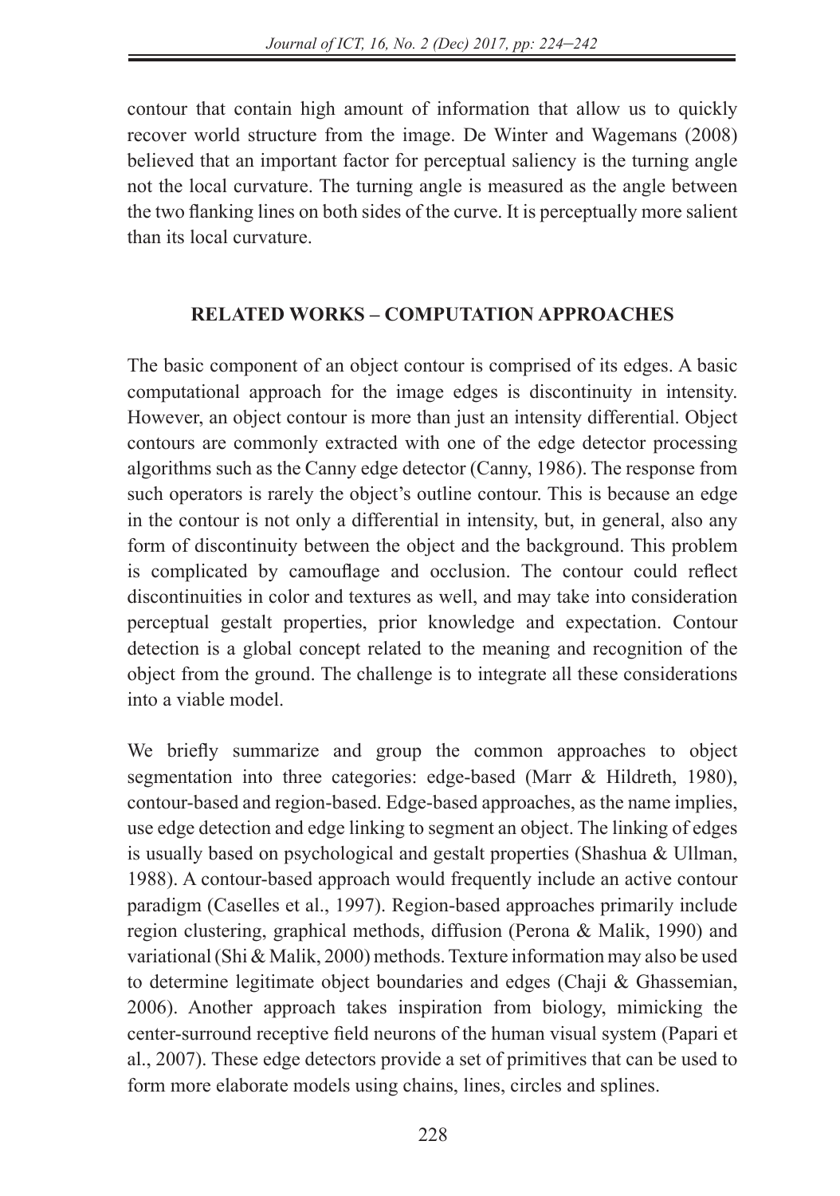contour that contain high amount of information that allow us to quickly recover world structure from the image. De Winter and Wagemans (2008) believed that an important factor for perceptual saliency is the turning angle not the local curvature. The turning angle is measured as the angle between the two flanking lines on both sides of the curve. It is perceptually more salient than its local curvature.

## RELATED WORKS – COMPUTATION APPROACHES

The basic component of an object contour is comprised of its edges. A basic computational approach for the image edges is discontinuity in intensity. However, an object contour is more than just an intensity differential. Object contours are commonly extracted with one of the edge detector processing algorithms such as the Canny edge detector (Canny, 1986). The response from such operators is rarely the object's outline contour. This is because an edge in the contour is not only a differential in intensity, but, in general, also any form of discontinuity between the object and the background. This problem is complicated by camouflage and occlusion. The contour could reflect discontinuities in color and textures as well, and may take into consideration perceptual gestalt properties, prior knowledge and expectation. Contour detection is a global concept related to the meaning and recognition of the object from the ground. The challenge is to integrate all these considerations into a viable model.

We briefly summarize and group the common approaches to object segmentation into three categories: edge-based (Marr & Hildreth, 1980), contour-based and region-based. Edge-based approaches, as the name implies, use edge detection and edge linking to segment an object. The linking of edges is usually based on psychological and gestalt properties (Shashua & Ullman, 1988). A contour-based approach would frequently include an active contour paradigm (Caselles et al., 1997). Region-based approaches primarily include region clustering, graphical methods, diffusion (Perona & Malik, 1990) and variational (Shi & Malik, 2000) methods. Texture information may also be used to determine legitimate object boundaries and edges (Chaji & Ghassemian, 2006). Another approach takes inspiration from biology, mimicking the center-surround receptive field neurons of the human visual system (Papari et al., 2007). These edge detectors provide a set of primitives that can be used to form more elaborate models using chains, lines, circles and splines.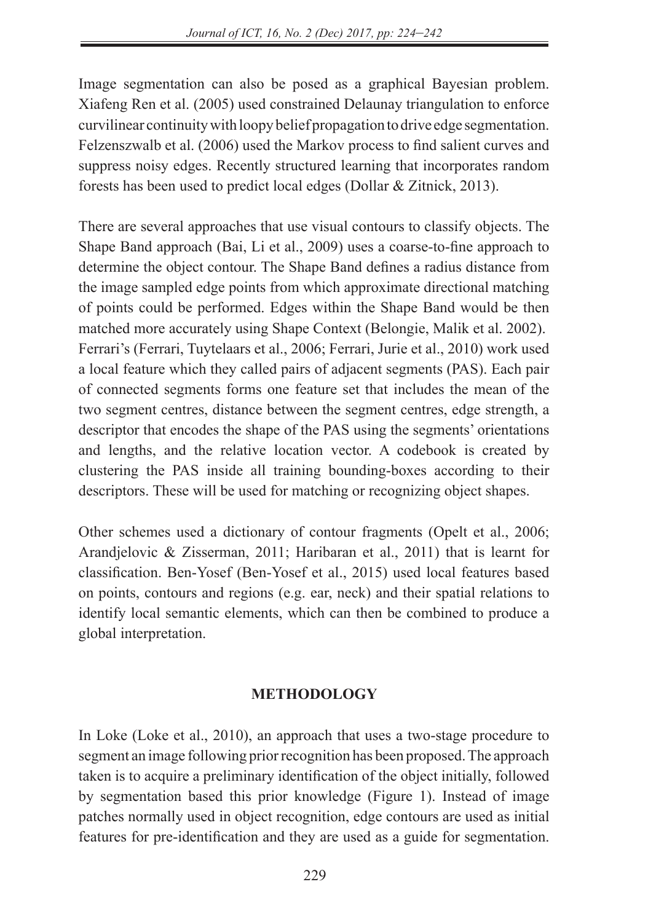Image segmentation can also be posed as a graphical Bayesian problem. Xiafeng Ren et al. (2005) used constrained Delaunay triangulation to enforce curvilinear continuity with loopy belief propagation to drive edge segmentation. Felzenszwalb et al. (2006) used the Markov process to find salient curves and suppress noisy edges. Recently structured learning that incorporates random forests has been used to predict local edges (Dollar & Zitnick, 2013).

There are several approaches that use visual contours to classify objects. The Shape Band approach (Bai, Li et al., 2009) uses a coarse-to-fine approach to determine the object contour. The Shape Band defines a radius distance from the image sampled edge points from which approximate directional matching of points could be performed. Edges within the Shape Band would be then matched more accurately using Shape Context (Belongie, Malik et al. 2002). Ferrari's (Ferrari, Tuytelaars et al., 2006; Ferrari, Jurie et al., 2010) work used a local feature which they called pairs of adjacent segments (PAS). Each pair of connected segments forms one feature set that includes the mean of the two segment centres, distance between the segment centres, edge strength, a descriptor that encodes the shape of the PAS using the segments' orientations and lengths, and the relative location vector. A codebook is created by clustering the PAS inside all training bounding-boxes according to their descriptors. These will be used for matching or recognizing object shapes.

Other schemes used a dictionary of contour fragments (Opelt et al., 2006; Arandjelovic & Zisserman, 2011; Haribaran et al., 2011) that is learnt for classification. Ben-Yosef (Ben-Yosef et al., 2015) used local features based on points, contours and regions (e.g. ear, neck) and their spatial relations to identify local semantic elements, which can then be combined to produce a global interpretation.

## METHODOLOGY

In Loke (Loke et al., 2010), an approach that uses a two-stage procedure to segment an image following prior recognition has been proposed. The approach taken is to acquire a preliminary identification of the object initially, followed by segmentation based this prior knowledge (Figure 1). Instead of image patches normally used in object recognition, edge contours are used as initial features for pre-identification and they are used as a guide for segmentation.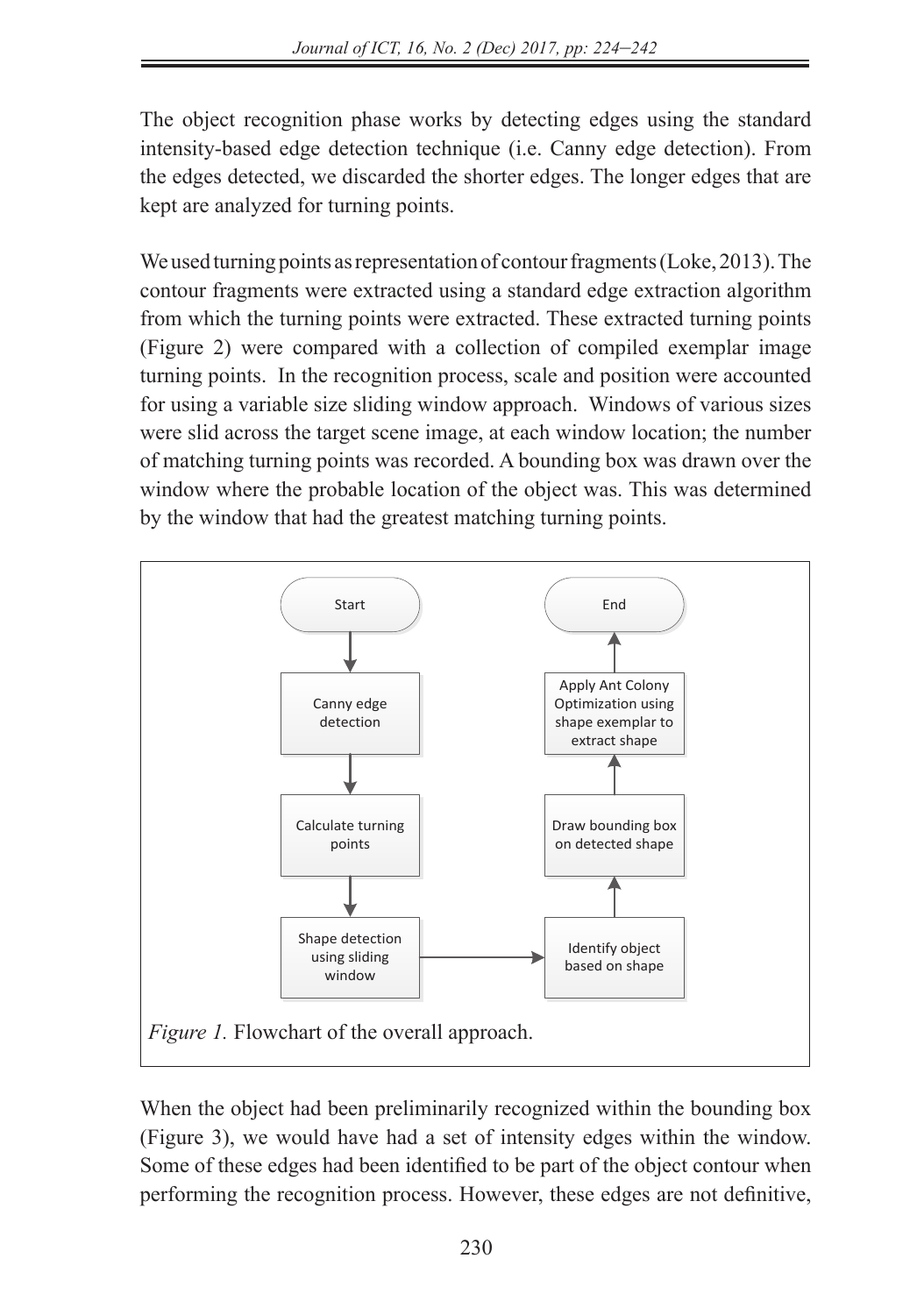The object recognition phase works by detecting edges using the standard intensity-based edge detection technique (i.e. Canny edge detection). From the edges detected, we discarded the shorter edges. The longer edges that are kept are analyzed for turning points.

We used turning points as representation of contour fragments (Loke, 2013). The contour fragments were extracted using a standard edge extraction algorithm from which the turning points were extracted. These extracted turning points (Figure 2) were compared with a collection of compiled exemplar image turning points. In the recognition process, scale and position were accounted for using a variable size sliding window approach. Windows of various sizes were slid across the target scene image, at each window location; the number of matching turning points was recorded. A bounding box was drawn over the window where the probable location of the object was. This was determined by the window that had the greatest matching turning points.

*Figure 1.* Flowchart of the overall approach.

When the object had been preliminarily recognized within the bounding box (Figure 3), we would have had a set of intensity edges within the window. Some of these edges had been identified to be part of the object contour when performing the recognition process. However, these edges are not definitive,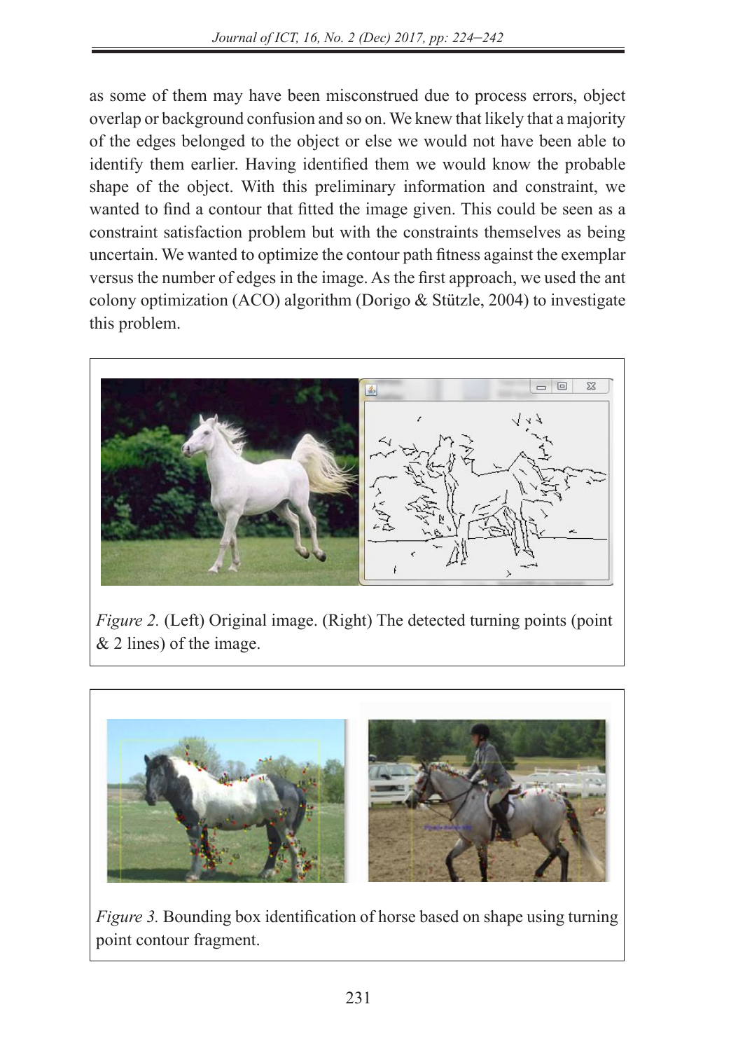as some of them may have been misconstrued due to process errors, object overlap or background confusion and so on. We knew that likely that a majority of the edges belonged to the object or else we would not have been able to identify them earlier. Having identified them we would know the probable shape of the object. With this preliminary information and constraint, we wanted to find a contour that fitted the image given. This could be seen as a constraint satisfaction problem but with the constraints themselves as being uncertain. We wanted to optimize the contour path fitness against the exemplar versus the number of edges in the image. As the first approach, we used the ant colony optimization (ACO) algorithm (Dorigo & Stützle, 2004) to investigate this problem.

*Figure 2.* (Left) Original image. (Right) The detected turning points (point & 2 lines) of the image.

*Figure 3.* Bounding box identification of horse based on shape using turning point contour fragment.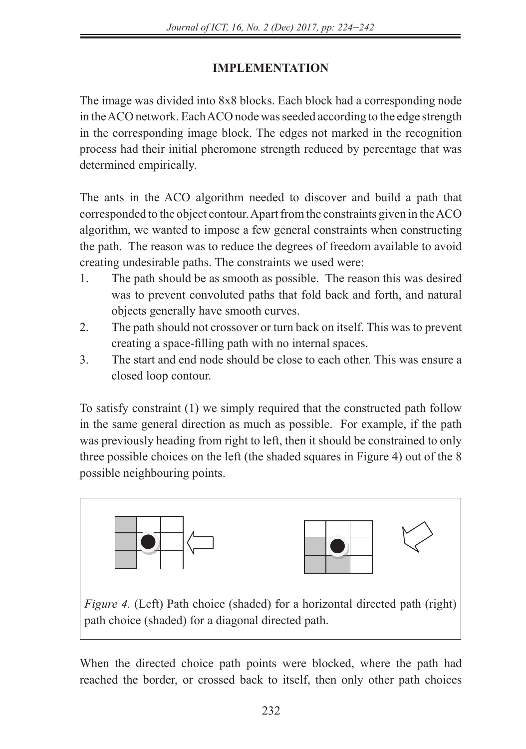## IMPLEMENTATION

The image was divided into 8x8 blocks. Each block had a corresponding node in the ACO network. Each ACO node was seeded according to the edge strength in the corresponding image block. The edges not marked in the recognition process had their initial pheromone strength reduced by percentage that was determined empirically.

The ants in the ACO algorithm needed to discover and build a path that corresponded to the object contour. Apart from the constraints given in the ACO algorithm, we wanted to impose a few general constraints when constructing the path. The reason was to reduce the degrees of freedom available to avoid creating undesirable paths. The constraints we used were:

1. The path should be as smooth as possible. The reason this was desired was to prevent convoluted paths that fold back and forth, and natural objects generally have smooth curves.
2. The path should not crossover or turn back on itself. This was to prevent creating a space-filling path with no internal spaces.
3. The start and end node should be close to each other. This was ensure a closed loop contour.

To satisfy constraint (1) we simply required that the constructed path follow in the same general direction as much as possible. For example, if the path was previously heading from right to left, then it should be constrained to only three possible choices on the left (the shaded squares in Figure 4) out of the 8 possible neighbouring points.

*Figure 4.* (Left) Path choice (shaded) for a horizontal directed path (right) path choice (shaded) for a diagonal directed path.

When the directed choice path points were blocked, where the path had reached the border, or crossed back to itself, then only other path choices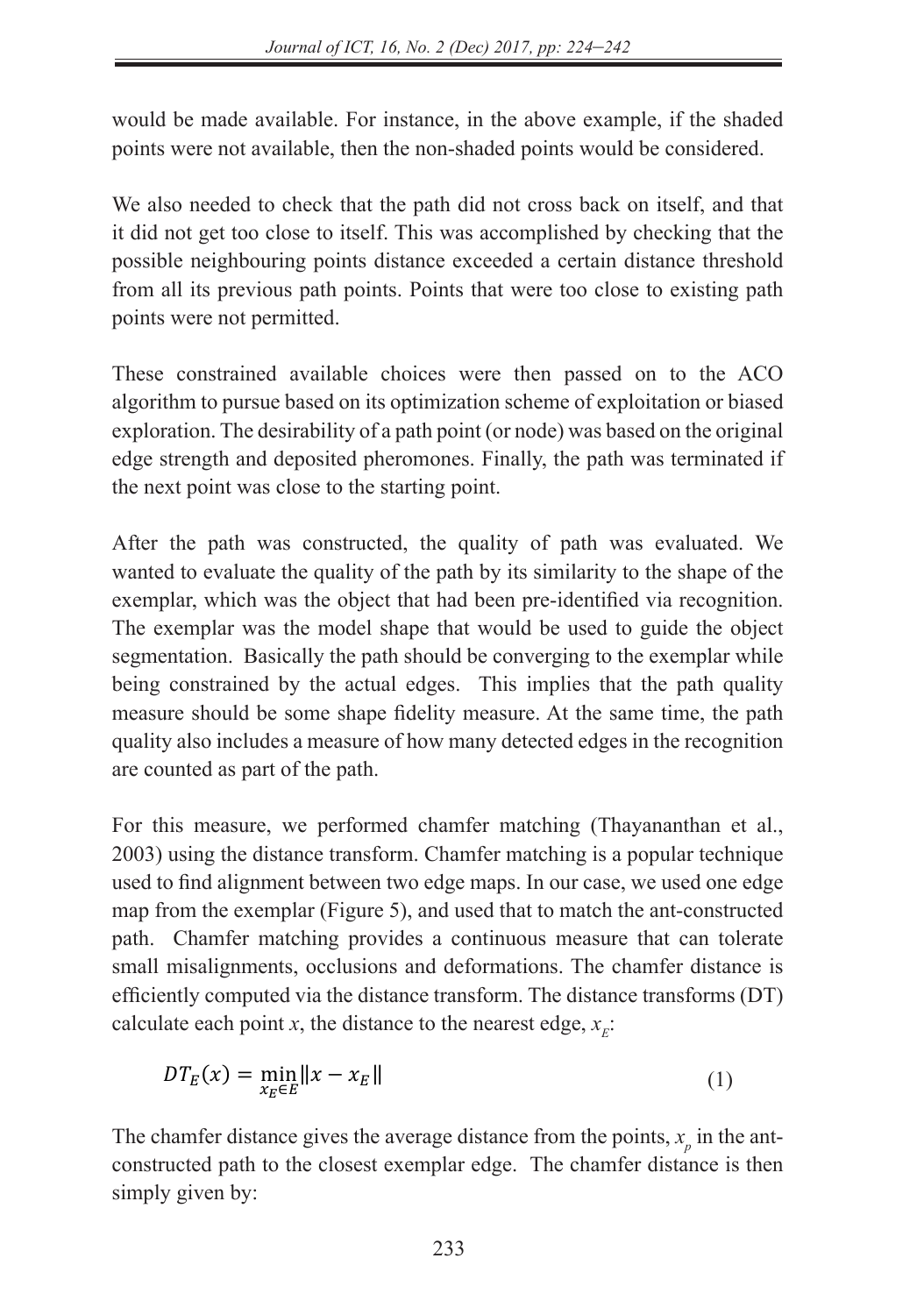would be made available. For instance, in the above example, if the shaded points were not available, then the non-shaded points would be considered.

We also needed to check that the path did not cross back on itself, and that it did not get too close to itself. This was accomplished by checking that the possible neighbouring points distance exceeded a certain distance threshold from all its previous path points. Points that were too close to existing path points were not permitted.

These constrained available choices were then passed on to the ACO algorithm to pursue based on its optimization scheme of exploitation or biased exploration. The desirability of a path point (or node) was based on the original edge strength and deposited pheromones. Finally, the path was terminated if the next point was close to the starting point.

After the path was constructed, the quality of path was evaluated. We wanted to evaluate the quality of the path by its similarity to the shape of the exemplar, which was the object that had been pre-identified via recognition. The exemplar was the model shape that would be used to guide the object segmentation. Basically the path should be converging to the exemplar while being constrained by the actual edges. This implies that the path quality measure should be some shape fidelity measure. At the same time, the path quality also includes a measure of how many detected edges in the recognition are counted as part of the path.

For this measure, we performed chamfer matching (Thayananthan et al., 2003) using the distance transform. Chamfer matching is a popular technique used to find alignment between two edge maps. In our case, we used one edge map from the exemplar (Figure 5), and used that to match the ant-constructed path. Chamfer matching provides a continuous measure that can tolerate small misalignments, occlusions and deformations. The chamfer distance is efficiently computed via the distance transform. The distance transforms (DT) calculate each point $x$, the distance to the nearest edge, $x_E$:

$$DT_E(x) = \min_{x_E \in E} \|x - x_E\| \tag{1}$$

The chamfer distance gives the average distance from the points, $x_p$ in the ant-constructed path to the closest exemplar edge. The chamfer distance is then simply given by: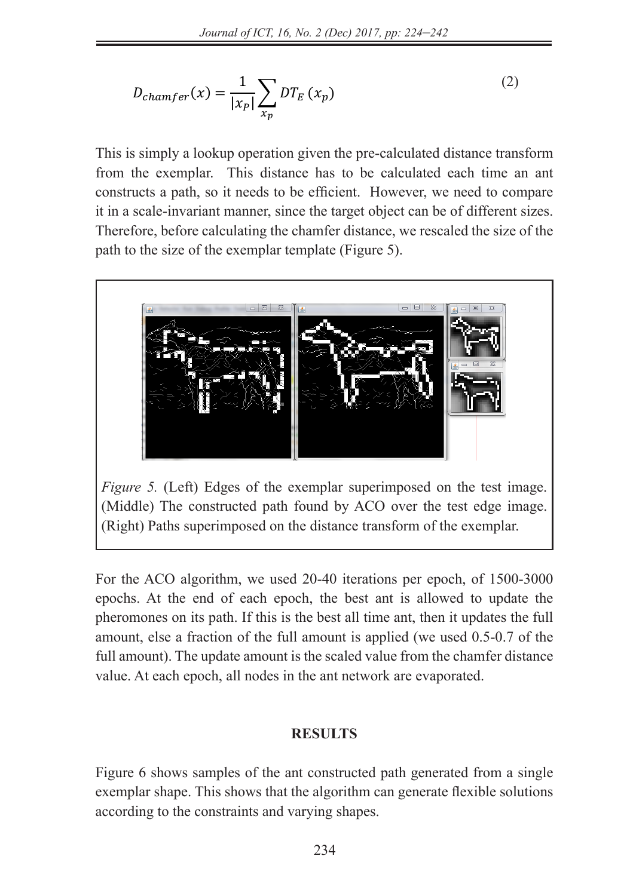$$D_{chamfer}(x) = \frac{1}{|x_P|}\sum_{x_p} DT_E\,(x_p) \tag{2}$$

This is simply a lookup operation given the pre-calculated distance transform from the exemplar. This distance has to be calculated each time an ant constructs a path, so it needs to be efficient. However, we need to compare it in a scale-invariant manner, since the target object can be of different sizes. Therefore, before calculating the chamfer distance, we rescaled the size of the path to the size of the exemplar template (Figure 5).

*Figure 5.* (Left) Edges of the exemplar superimposed on the test image. (Middle) The constructed path found by ACO over the test edge image. (Right) Paths superimposed on the distance transform of the exemplar.

For the ACO algorithm, we used 20-40 iterations per epoch, of 1500-3000 epochs. At the end of each epoch, the best ant is allowed to update the pheromones on its path. If this is the best all time ant, then it updates the full amount, else a fraction of the full amount is applied (we used 0.5-0.7 of the full amount). The update amount is the scaled value from the chamfer distance value. At each epoch, all nodes in the ant network are evaporated.

## RESULTS

Figure 6 shows samples of the ant constructed path generated from a single exemplar shape. This shows that the algorithm can generate flexible solutions according to the constraints and varying shapes.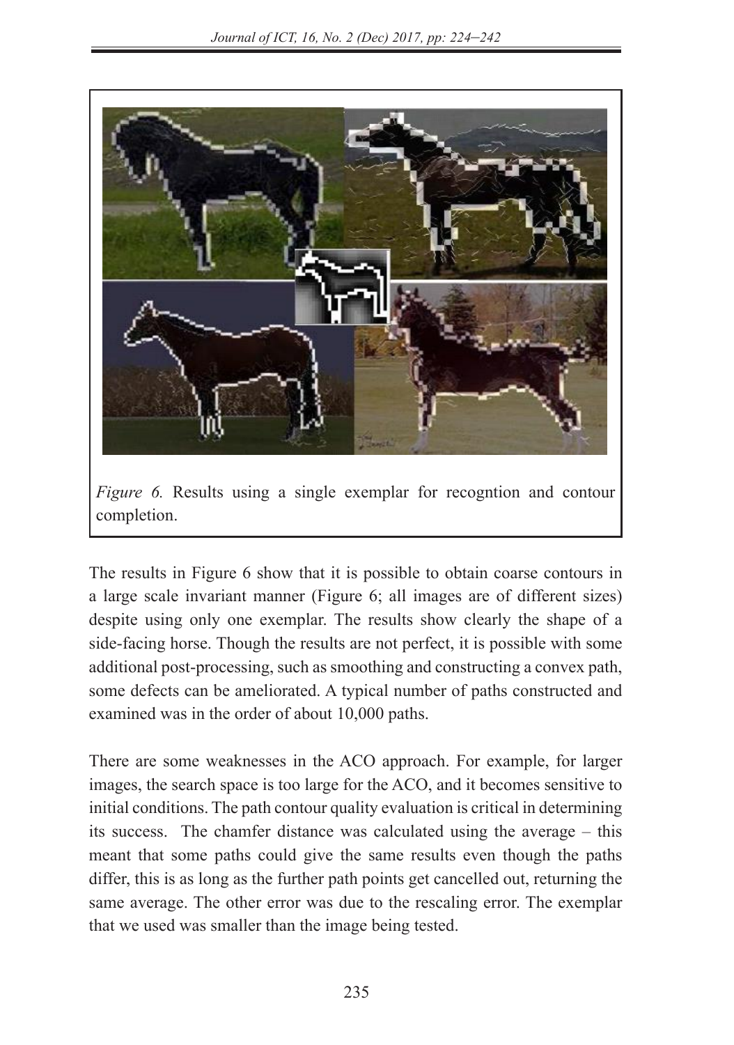*Figure 6.* Results using a single exemplar for recogntion and contour completion.

The results in Figure 6 show that it is possible to obtain coarse contours in a large scale invariant manner (Figure 6; all images are of different sizes) despite using only one exemplar. The results show clearly the shape of a side-facing horse. Though the results are not perfect, it is possible with some additional post-processing, such as smoothing and constructing a convex path, some defects can be ameliorated. A typical number of paths constructed and examined was in the order of about 10,000 paths.

There are some weaknesses in the ACO approach. For example, for larger images, the search space is too large for the ACO, and it becomes sensitive to initial conditions. The path contour quality evaluation is critical in determining its success. The chamfer distance was calculated using the average – this meant that some paths could give the same results even though the paths differ, this is as long as the further path points get cancelled out, returning the same average. The other error was due to the rescaling error. The exemplar that we used was smaller than the image being tested.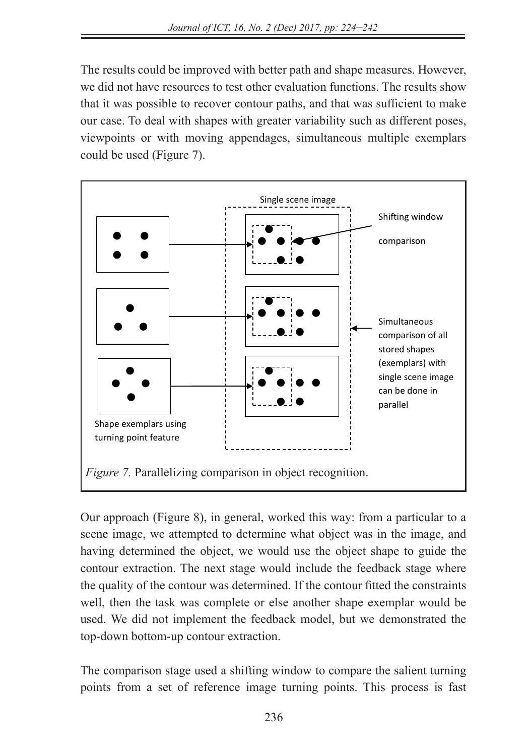The results could be improved with better path and shape measures. However, we did not have resources to test other evaluation functions. The results show that it was possible to recover contour paths, and that was sufficient to make our case. To deal with shapes with greater variability such as different poses, viewpoints or with moving appendages, simultaneous multiple exemplars could be used (Figure 7).

*Figure 7.* Parallelizing comparison in object recognition.

Our approach (Figure 8), in general, worked this way: from a particular to a scene image, we attempted to determine what object was in the image, and having determined the object, we would use the object shape to guide the contour extraction. The next stage would include the feedback stage where the quality of the contour was determined. If the contour fitted the constraints well, then the task was complete or else another shape exemplar would be used. We did not implement the feedback model, but we demonstrated the top-down bottom-up contour extraction.

The comparison stage used a shifting window to compare the salient turning points from a set of reference image turning points. This process is fast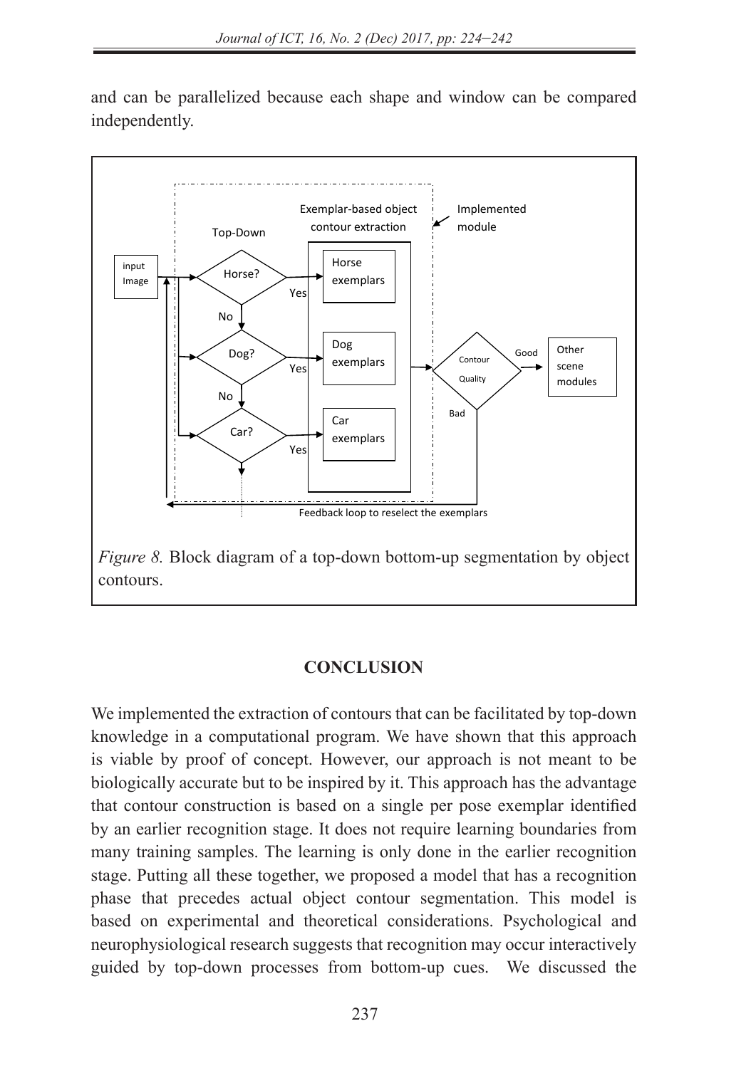and can be parallelized because each shape and window can be compared independently.

*Figure 8.* Block diagram of a top-down bottom-up segmentation by object contours.

## CONCLUSION

We implemented the extraction of contours that can be facilitated by top-down knowledge in a computational program. We have shown that this approach is viable by proof of concept. However, our approach is not meant to be biologically accurate but to be inspired by it. This approach has the advantage that contour construction is based on a single per pose exemplar identified by an earlier recognition stage. It does not require learning boundaries from many training samples. The learning is only done in the earlier recognition stage. Putting all these together, we proposed a model that has a recognition phase that precedes actual object contour segmentation. This model is based on experimental and theoretical considerations. Psychological and neurophysiological research suggests that recognition may occur interactively guided by top-down processes from bottom-up cues. We discussed the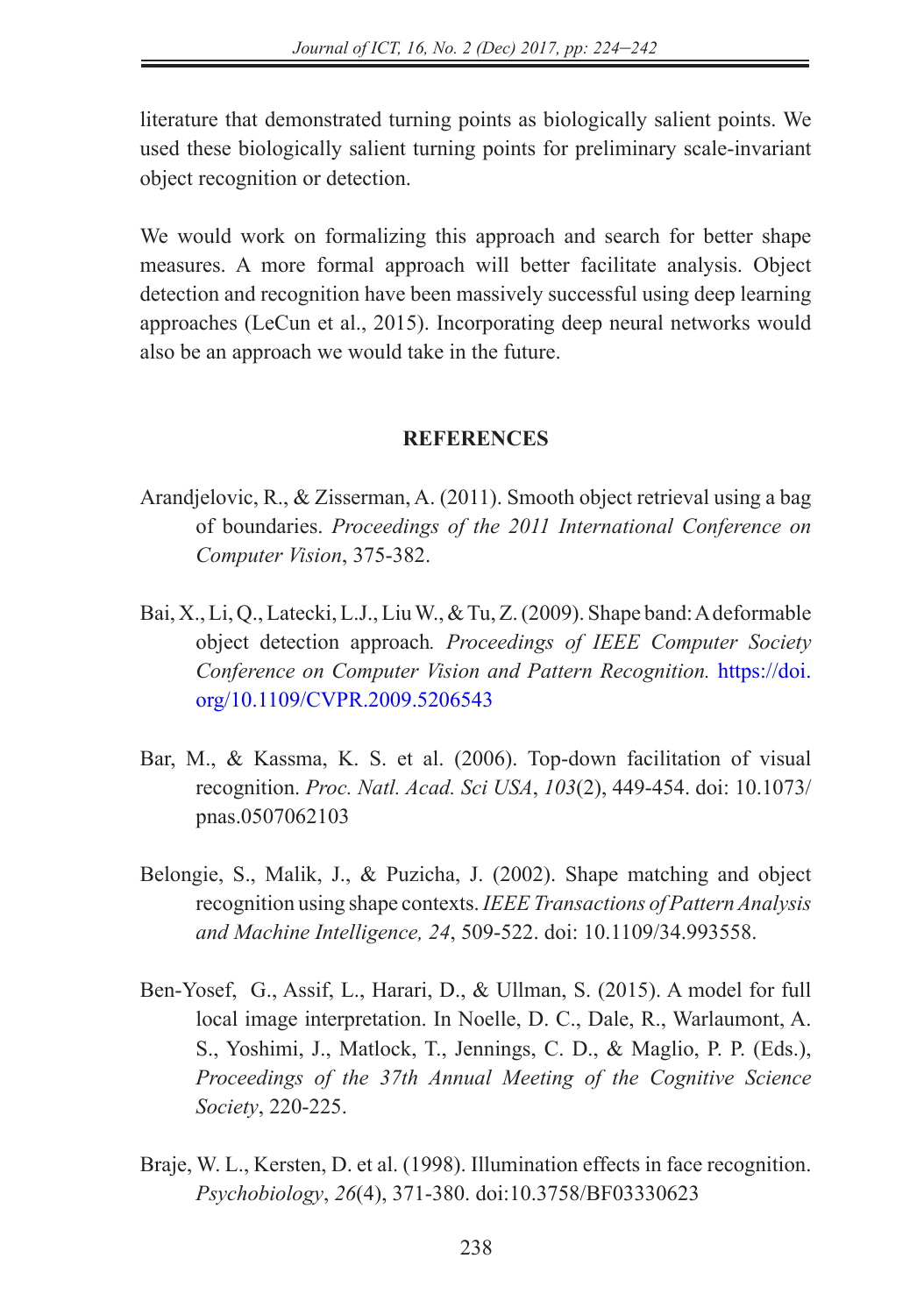literature that demonstrated turning points as biologically salient points. We used these biologically salient turning points for preliminary scale-invariant object recognition or detection.

We would work on formalizing this approach and search for better shape measures. A more formal approach will better facilitate analysis. Object detection and recognition have been massively successful using deep learning approaches (LeCun et al., 2015). Incorporating deep neural networks would also be an approach we would take in the future.

## REFERENCES

Arandjelovic, R., & Zisserman, A. (2011). Smooth object retrieval using a bag of boundaries. *Proceedings of the 2011 International Conference on Computer Vision*, 375-382.

Bai, X., Li, Q., Latecki, L.J., Liu W., & Tu, Z. (2009). Shape band: A deformable object detection approach*. Proceedings of IEEE Computer Society Conference on Computer Vision and Pattern Recognition.* https://doi.org/10.1109/CVPR.2009.5206543

Bar, M., & Kassma, K. S. et al. (2006). Top-down facilitation of visual recognition. *Proc. Natl. Acad. Sci USA*, *103*(2), 449-454. doi: 10.1073/pnas.0507062103

Belongie, S., Malik, J., & Puzicha, J. (2002). Shape matching and object recognition using shape contexts. *IEEE Transactions of Pattern Analysis and Machine Intelligence, 24*, 509-522. doi: 10.1109/34.993558.

Ben-Yosef, G., Assif, L., Harari, D., & Ullman, S. (2015). A model for full local image interpretation. In Noelle, D. C., Dale, R., Warlaumont, A. S., Yoshimi, J., Matlock, T., Jennings, C. D., & Maglio, P. P. (Eds.), *Proceedings of the 37th Annual Meeting of the Cognitive Science Society*, 220-225.

Braje, W. L., Kersten, D. et al. (1998). Illumination effects in face recognition. *Psychobiology*, *26*(4), 371-380. doi:10.3758/BF03330623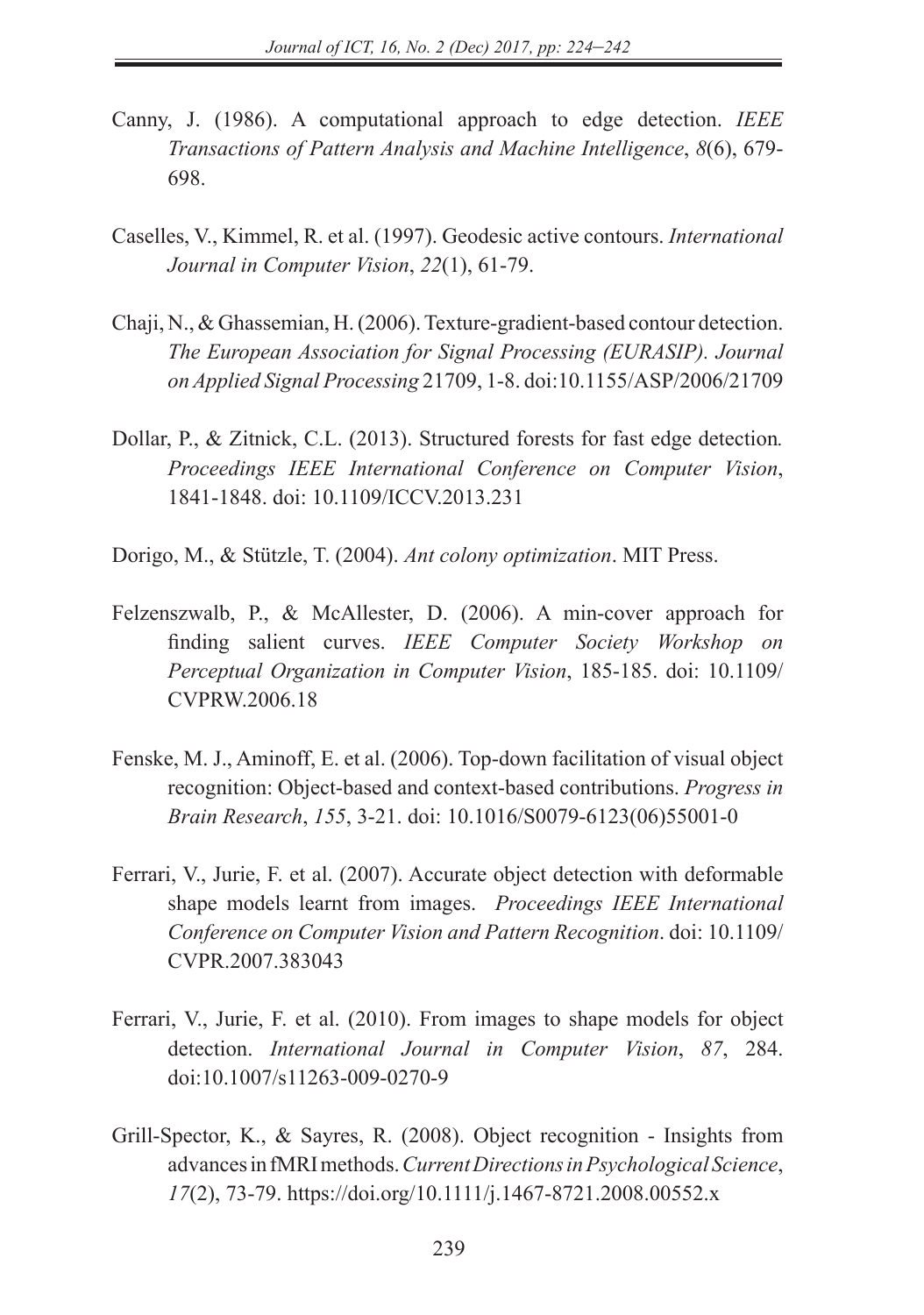Canny, J. (1986). A computational approach to edge detection. *IEEE Transactions of Pattern Analysis and Machine Intelligence*, *8*(6), 679-698.

Caselles, V., Kimmel, R. et al. (1997). Geodesic active contours. *International Journal in Computer Vision*, *22*(1), 61-79.

Chaji, N., & Ghassemian, H. (2006). Texture-gradient-based contour detection. *The European Association for Signal Processing (EURASIP). Journal on Applied Signal Processing* 21709, 1-8. doi:10.1155/ASP/2006/21709

Dollar, P., & Zitnick, C.L. (2013). Structured forests for fast edge detection*. Proceedings IEEE International Conference on Computer Vision*, 1841-1848. doi: 10.1109/ICCV.2013.231

Dorigo, M., & Stützle, T. (2004). *Ant colony optimization*. MIT Press.

Felzenszwalb, P., & McAllester, D. (2006). A min-cover approach for finding salient curves. *IEEE Computer Society Workshop on Perceptual Organization in Computer Vision*, 185-185. doi: 10.1109/CVPRW.2006.18

Fenske, M. J., Aminoff, E. et al. (2006). Top-down facilitation of visual object recognition: Object-based and context-based contributions. *Progress in Brain Research*, *155*, 3-21. doi: 10.1016/S0079-6123(06)55001-0

Ferrari, V., Jurie, F. et al. (2007). Accurate object detection with deformable shape models learnt from images. *Proceedings IEEE International Conference on Computer Vision and Pattern Recognition*. doi: 10.1109/CVPR.2007.383043

Ferrari, V., Jurie, F. et al. (2010). From images to shape models for object detection. *International Journal in Computer Vision*, *87*, 284. doi:10.1007/s11263-009-0270-9

Grill-Spector, K., & Sayres, R. (2008). Object recognition - Insights from advances in fMRI methods. *Current Directions in Psychological Science*, *17*(2), 73-79. https://doi.org/10.1111/j.1467-8721.2008.00552.x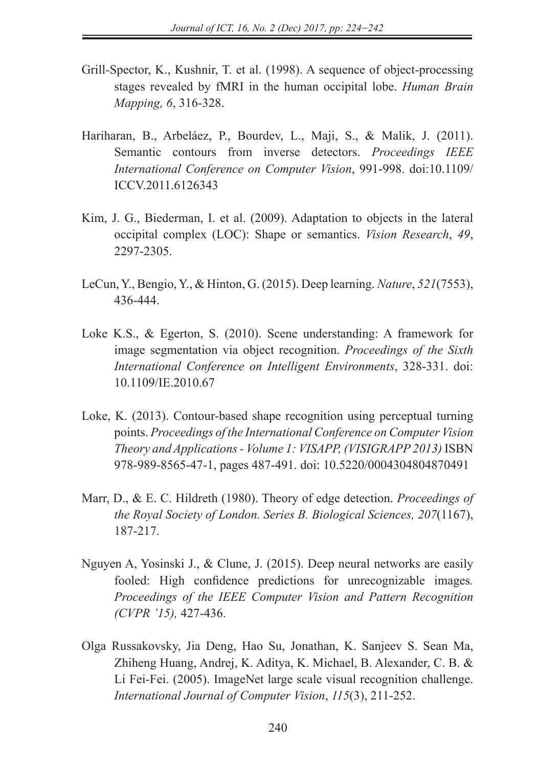Grill-Spector, K., Kushnir, T. et al. (1998). A sequence of object-processing stages revealed by fMRI in the human occipital lobe. *Human Brain Mapping, 6*, 316-328.

Hariharan, B., Arbeláez, P., Bourdev, L., Maji, S., & Malik, J. (2011). Semantic contours from inverse detectors. *Proceedings IEEE International Conference on Computer Vision*, 991-998. doi:10.1109/ICCV.2011.6126343

Kim, J. G., Biederman, I. et al. (2009). Adaptation to objects in the lateral occipital complex (LOC): Shape or semantics. *Vision Research*, *49*, 2297-2305.

LeCun, Y., Bengio, Y., & Hinton, G. (2015). Deep learning. *Nature*, *521*(7553), 436-444.

Loke K.S., & Egerton, S. (2010). Scene understanding: A framework for image segmentation via object recognition. *Proceedings of the Sixth International Conference on Intelligent Environments*, 328-331. doi: 10.1109/IE.2010.67

Loke, K. (2013). Contour-based shape recognition using perceptual turning points. *Proceedings of the International Conference on Computer Vision Theory and Applications - Volume 1: VISAPP, (VISIGRAPP 2013)* ISBN 978-989-8565-47-1, pages 487-491. doi: 10.5220/0004304804870491

Marr, D., & E. C. Hildreth (1980). Theory of edge detection. *Proceedings of the Royal Society of London. Series B. Biological Sciences, 207*(1167), 187-217.

Nguyen A, Yosinski J., & Clune, J. (2015). Deep neural networks are easily fooled: High confidence predictions for unrecognizable images*. Proceedings of the IEEE Computer Vision and Pattern Recognition (CVPR '15),* 427-436.

Olga Russakovsky, Jia Deng, Hao Su, Jonathan, K. Sanjeev S. Sean Ma, Zhiheng Huang, Andrej, K. Aditya, K. Michael, B. Alexander, C. B. & Li Fei-Fei. (2005). ImageNet large scale visual recognition challenge. *International Journal of Computer Vision*, *115*(3), 211-252.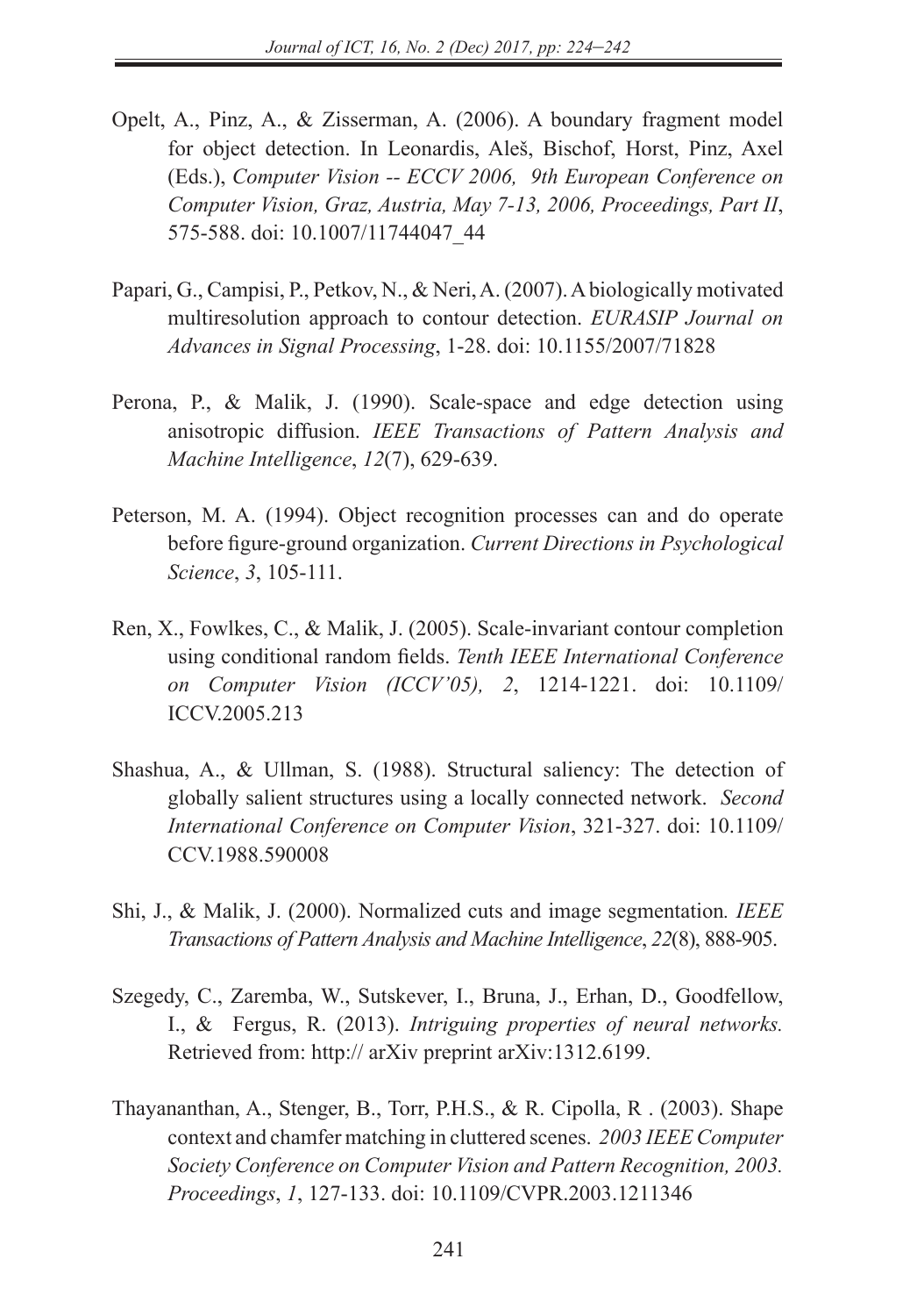Opelt, A., Pinz, A., & Zisserman, A. (2006). A boundary fragment model for object detection. In Leonardis, Aleš, Bischof, Horst, Pinz, Axel (Eds.), *Computer Vision -- ECCV 2006, 9th European Conference on Computer Vision, Graz, Austria, May 7-13, 2006, Proceedings, Part II*, 575-588. doi: 10.1007/11744047_44

Papari, G., Campisi, P., Petkov, N., & Neri, A. (2007). A biologically motivated multiresolution approach to contour detection. *EURASIP Journal on Advances in Signal Processing*, 1-28. doi: 10.1155/2007/71828

Perona, P., & Malik, J. (1990). Scale-space and edge detection using anisotropic diffusion. *IEEE Transactions of Pattern Analysis and Machine Intelligence*, *12*(7), 629-639.

Peterson, M. A. (1994). Object recognition processes can and do operate before figure-ground organization. *Current Directions in Psychological Science*, *3*, 105-111.

Ren, X., Fowlkes, C., & Malik, J. (2005). Scale-invariant contour completion using conditional random fields. *Tenth IEEE International Conference on Computer Vision (ICCV'05), 2*, 1214-1221. doi: 10.1109/ICCV.2005.213

Shashua, A., & Ullman, S. (1988). Structural saliency: The detection of globally salient structures using a locally connected network. *Second International Conference on Computer Vision*, 321-327. doi: 10.1109/CCV.1988.590008

Shi, J., & Malik, J. (2000). Normalized cuts and image segmentation. *IEEE Transactions of Pattern Analysis and Machine Intelligence*, *22*(8), 888-905.

Szegedy, C., Zaremba, W., Sutskever, I., Bruna, J., Erhan, D., Goodfellow, I., & Fergus, R. (2013). *Intriguing properties of neural networks.* Retrieved from: http:// arXiv preprint arXiv:1312.6199.

Thayananthan, A., Stenger, B., Torr, P.H.S., & R. Cipolla, R . (2003). Shape context and chamfer matching in cluttered scenes. *2003 IEEE Computer Society Conference on Computer Vision and Pattern Recognition, 2003. Proceedings*, *1*, 127-133. doi: 10.1109/CVPR.2003.1211346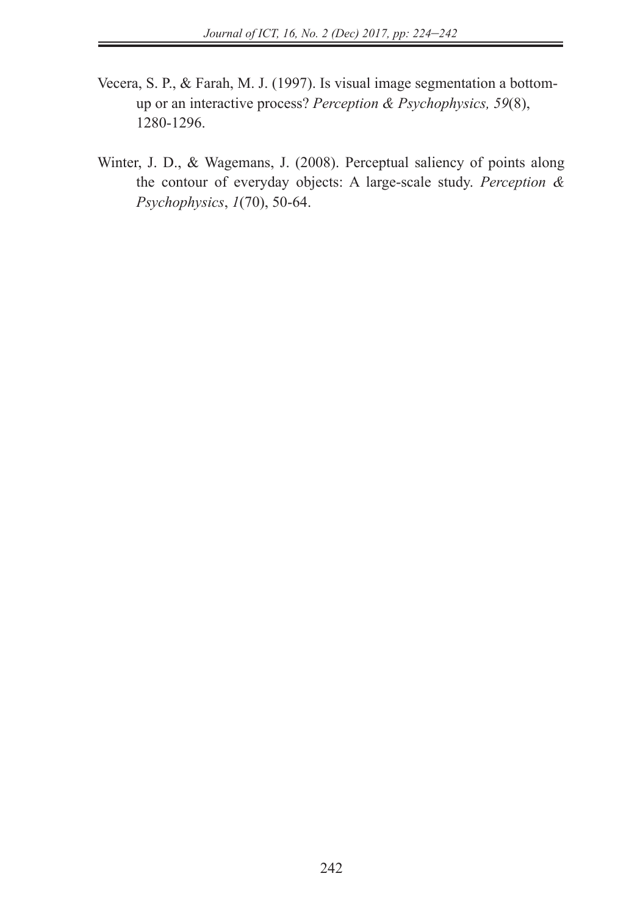Vecera, S. P., & Farah, M. J. (1997). Is visual image segmentation a bottom-up or an interactive process? *Perception & Psychophysics, 59*(8), 1280-1296.

Winter, J. D., & Wagemans, J. (2008). Perceptual saliency of points along the contour of everyday objects: A large-scale study. *Perception & Psychophysics*, *1*(70), 50-64.